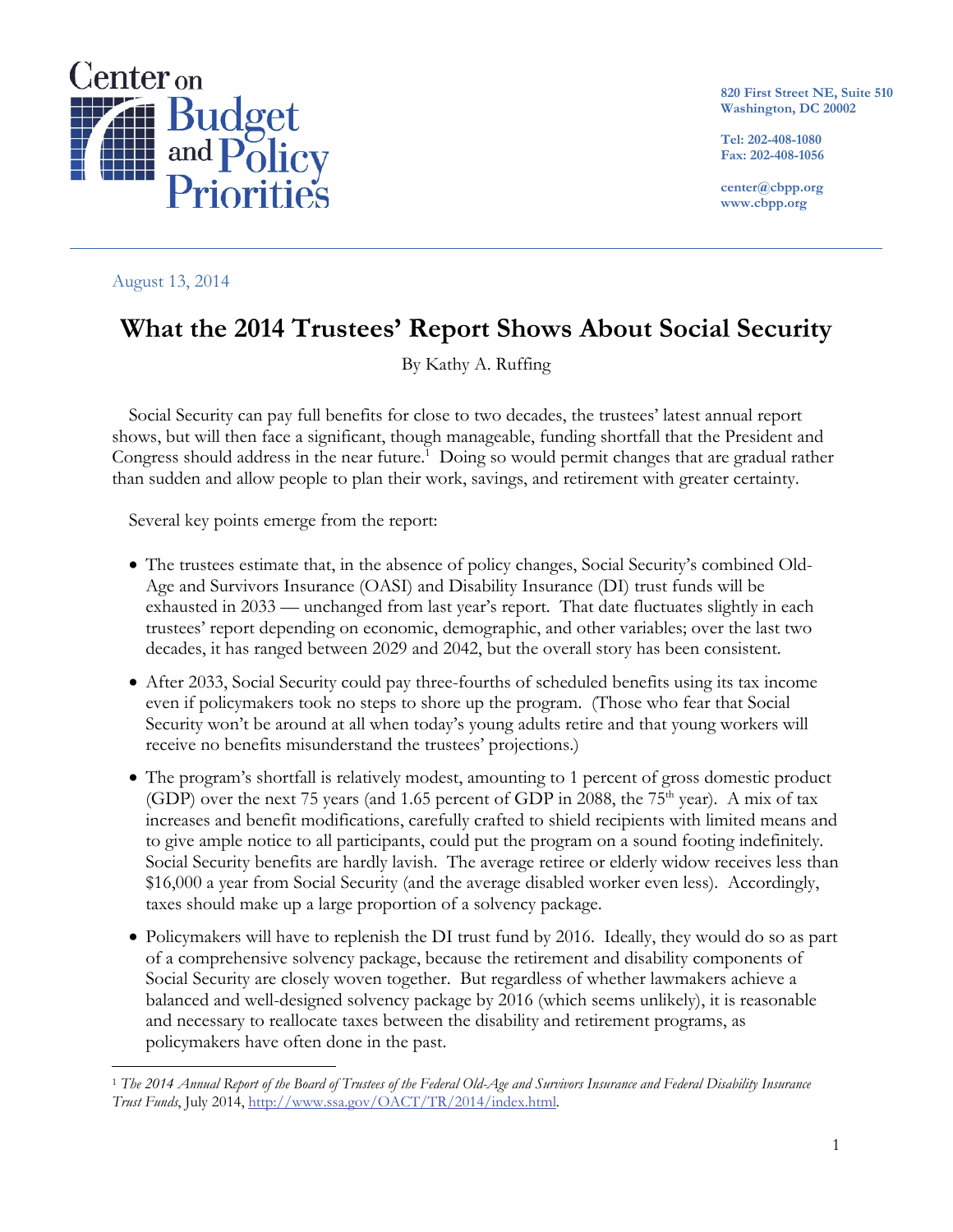Center on Budget and Policy Priorities

820 First Street NE, Suite 510
Washington, DC 20002

Tel: 202-408-1080
Fax: 202-408-1056

center@cbpp.org
www.cbpp.org

August 13, 2014

# What the 2014 Trustees' Report Shows About Social Security

By Kathy A. Ruffing

Social Security can pay full benefits for close to two decades, the trustees' latest annual report shows, but will then face a significant, though manageable, funding shortfall that the President and Congress should address in the near future.[1] Doing so would permit changes that are gradual rather than sudden and allow people to plan their work, savings, and retirement with greater certainty.

Several key points emerge from the report:

- The trustees estimate that, in the absence of policy changes, Social Security's combined Old-Age and Survivors Insurance (OASI) and Disability Insurance (DI) trust funds will be exhausted in 2033 — unchanged from last year's report. That date fluctuates slightly in each trustees' report depending on economic, demographic, and other variables; over the last two decades, it has ranged between 2029 and 2042, but the overall story has been consistent.

- After 2033, Social Security could pay three-fourths of scheduled benefits using its tax income even if policymakers took no steps to shore up the program. (Those who fear that Social Security won't be around at all when today's young adults retire and that young workers will receive no benefits misunderstand the trustees' projections.)

- The program's shortfall is relatively modest, amounting to 1 percent of gross domestic product (GDP) over the next 75 years (and 1.65 percent of GDP in 2088, the 75th year). A mix of tax increases and benefit modifications, carefully crafted to shield recipients with limited means and to give ample notice to all participants, could put the program on a sound footing indefinitely. Social Security benefits are hardly lavish. The average retiree or elderly widow receives less than $16,000 a year from Social Security (and the average disabled worker even less). Accordingly, taxes should make up a large proportion of a solvency package.

- Policymakers will have to replenish the DI trust fund by 2016. Ideally, they would do so as part of a comprehensive solvency package, because the retirement and disability components of Social Security are closely woven together. But regardless of whether lawmakers achieve a balanced and well-designed solvency package by 2016 (which seems unlikely), it is reasonable and necessary to reallocate taxes between the disability and retirement programs, as policymakers have often done in the past.

---

[1] *The 2014 Annual Report of the Board of Trustees of the Federal Old-Age and Survivors Insurance and Federal Disability Insurance Trust Funds*, July 2014, http://www.ssa.gov/OACT/TR/2014/index.html.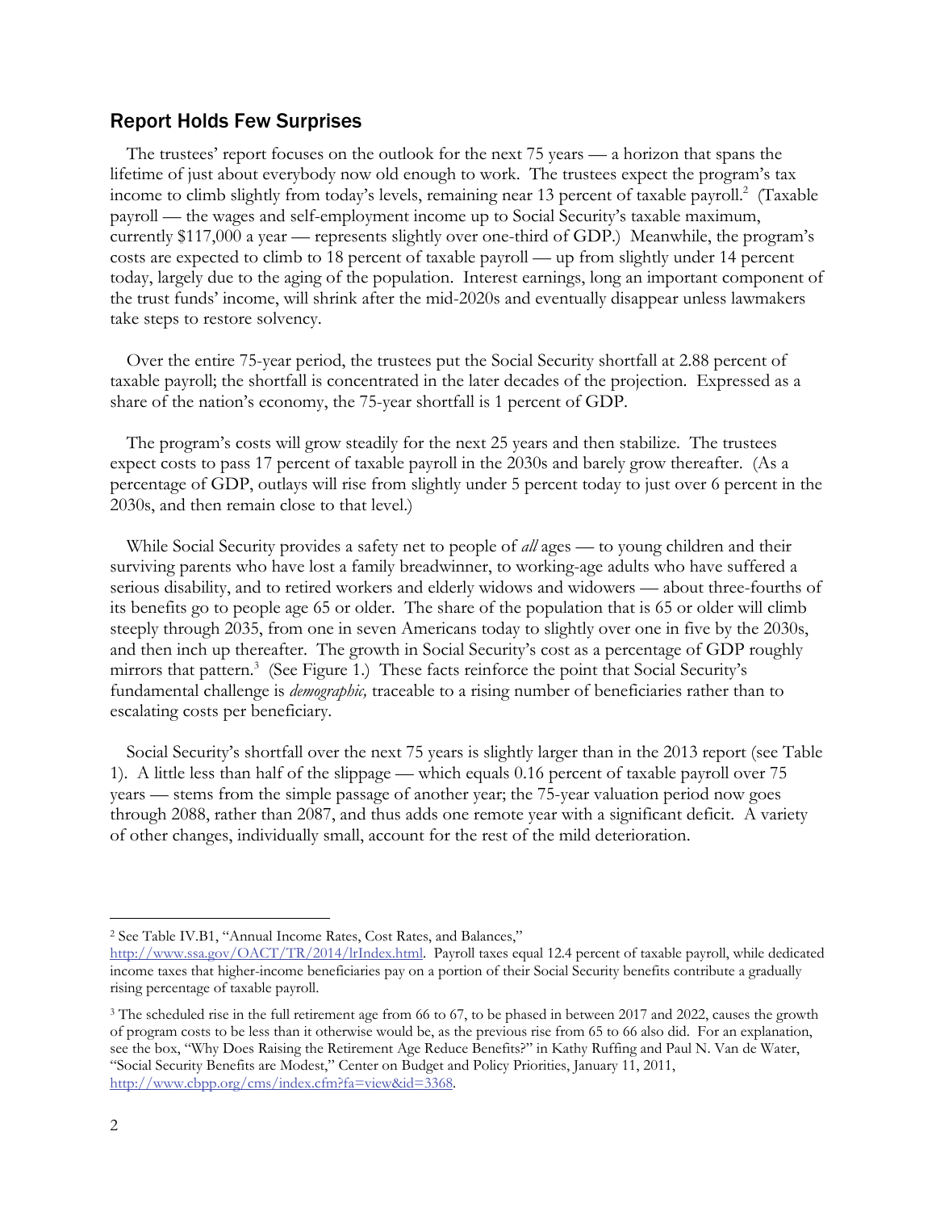## Report Holds Few Surprises

The trustees' report focuses on the outlook for the next 75 years — a horizon that spans the lifetime of just about everybody now old enough to work. The trustees expect the program's tax income to climb slightly from today's levels, remaining near 13 percent of taxable payroll.[2] (Taxable payroll — the wages and self-employment income up to Social Security's taxable maximum, currently $117,000 a year — represents slightly over one-third of GDP.) Meanwhile, the program's costs are expected to climb to 18 percent of taxable payroll — up from slightly under 14 percent today, largely due to the aging of the population. Interest earnings, long an important component of the trust funds' income, will shrink after the mid-2020s and eventually disappear unless lawmakers take steps to restore solvency.

Over the entire 75-year period, the trustees put the Social Security shortfall at 2.88 percent of taxable payroll; the shortfall is concentrated in the later decades of the projection. Expressed as a share of the nation's economy, the 75-year shortfall is 1 percent of GDP.

The program's costs will grow steadily for the next 25 years and then stabilize. The trustees expect costs to pass 17 percent of taxable payroll in the 2030s and barely grow thereafter. (As a percentage of GDP, outlays will rise from slightly under 5 percent today to just over 6 percent in the 2030s, and then remain close to that level.)

While Social Security provides a safety net to people of *all* ages — to young children and their surviving parents who have lost a family breadwinner, to working-age adults who have suffered a serious disability, and to retired workers and elderly widows and widowers — about three-fourths of its benefits go to people age 65 or older. The share of the population that is 65 or older will climb steeply through 2035, from one in seven Americans today to slightly over one in five by the 2030s, and then inch up thereafter. The growth in Social Security's cost as a percentage of GDP roughly mirrors that pattern.[3] (See Figure 1.) These facts reinforce the point that Social Security's fundamental challenge is *demographic,* traceable to a rising number of beneficiaries rather than to escalating costs per beneficiary.

Social Security's shortfall over the next 75 years is slightly larger than in the 2013 report (see Table 1). A little less than half of the slippage — which equals 0.16 percent of taxable payroll over 75 years — stems from the simple passage of another year; the 75-year valuation period now goes through 2088, rather than 2087, and thus adds one remote year with a significant deficit. A variety of other changes, individually small, account for the rest of the mild deterioration.

---

[2] See Table IV.B1, "Annual Income Rates, Cost Rates, and Balances," http://www.ssa.gov/OACT/TR/2014/lrIndex.html. Payroll taxes equal 12.4 percent of taxable payroll, while dedicated income taxes that higher-income beneficiaries pay on a portion of their Social Security benefits contribute a gradually rising percentage of taxable payroll.

[3] The scheduled rise in the full retirement age from 66 to 67, to be phased in between 2017 and 2022, causes the growth of program costs to be less than it otherwise would be, as the previous rise from 65 to 66 also did. For an explanation, see the box, "Why Does Raising the Retirement Age Reduce Benefits?" in Kathy Ruffing and Paul N. Van de Water, "Social Security Benefits are Modest," Center on Budget and Policy Priorities, January 11, 2011, http://www.cbpp.org/cms/index.cfm?fa=view&id=3368.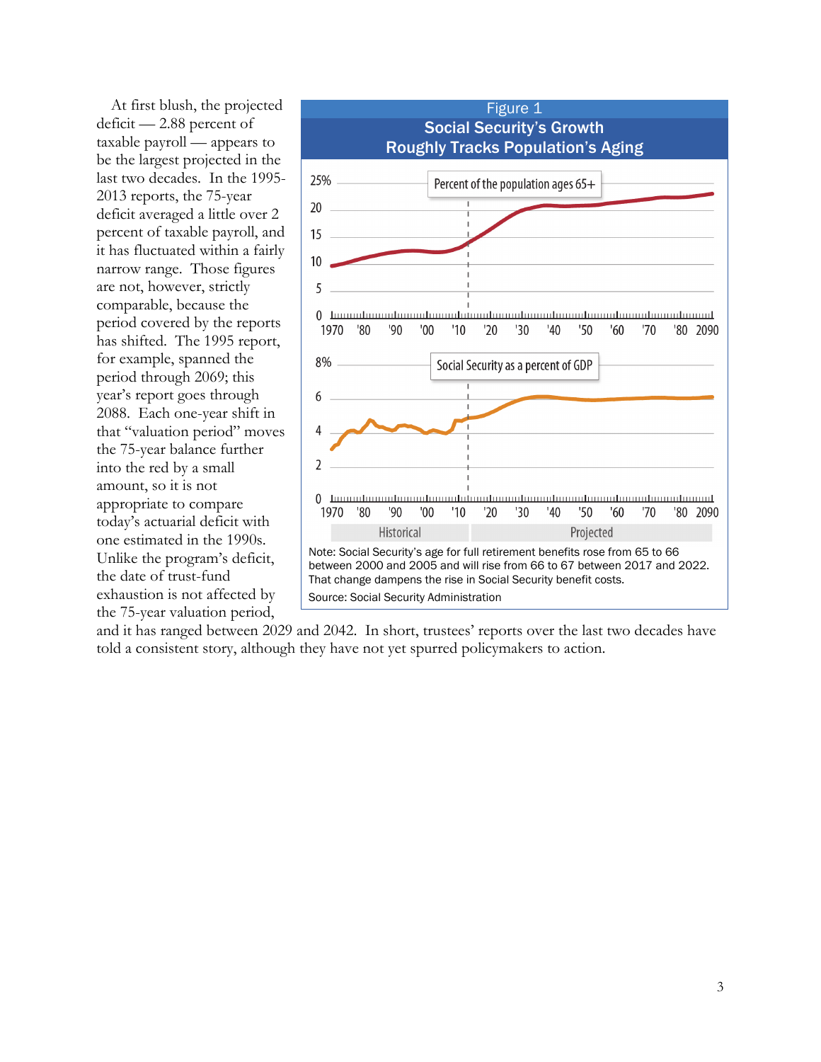At first blush, the projected deficit — 2.88 percent of taxable payroll — appears to be the largest projected in the last two decades. In the 1995-2013 reports, the 75-year deficit averaged a little over 2 percent of taxable payroll, and it has fluctuated within a fairly narrow range. Those figures are not, however, strictly comparable, because the period covered by the reports has shifted. The 1995 report, for example, spanned the period through 2069; this year's report goes through 2088. Each one-year shift in that "valuation period" moves the 75-year balance further into the red by a small amount, so it is not appropriate to compare today's actuarial deficit with one estimated in the 1990s. Unlike the program's deficit, the date of trust-fund exhaustion is not affected by the 75-year valuation period, and it has ranged between 2029 and 2042. In short, trustees' reports over the last two decades have told a consistent story, although they have not yet spurred policymakers to action.

**Figure 1**
**Social Security's Growth Roughly Tracks Population's Aging**

Note: Social Security's age for full retirement benefits rose from 65 to 66 between 2000 and 2005 and will rise from 66 to 67 between 2017 and 2022. That change dampens the rise in Social Security benefit costs.

Source: Social Security Administration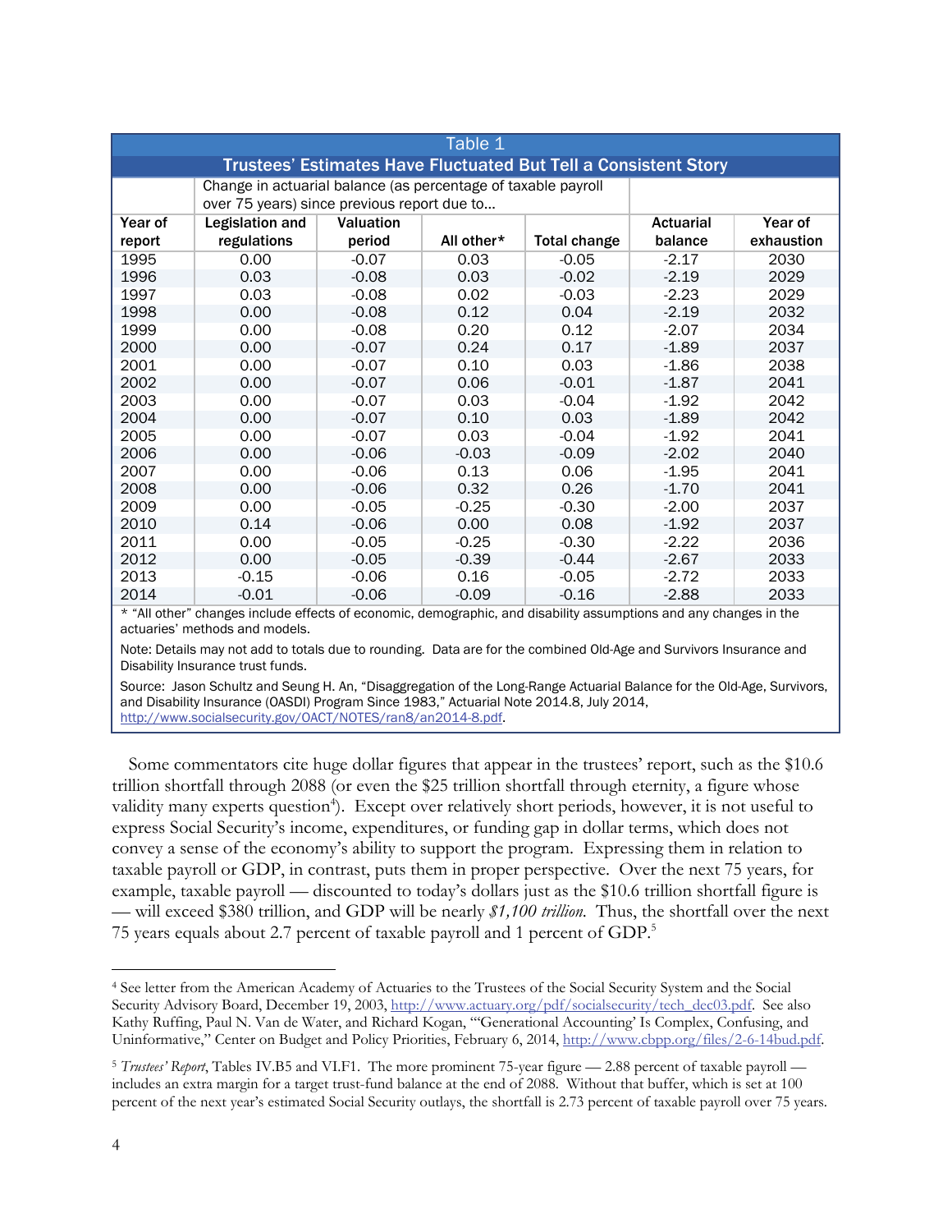**Table 1**

**Trustees' Estimates Have Fluctuated But Tell a Consistent Story**

| | Change in actuarial balance (as percentage of taxable payroll over 75 years) since previous report due to… | | | | | |
|---|---|---|---|---|---|---|
| Year of report | Legislation and regulations | Valuation period | All other* | Total change | Actuarial balance | Year of exhaustion |
| 1995 | 0.00 | -0.07 | 0.03 | -0.05 | -2.17 | 2030 |
| 1996 | 0.03 | -0.08 | 0.03 | -0.02 | -2.19 | 2029 |
| 1997 | 0.03 | -0.08 | 0.02 | -0.03 | -2.23 | 2029 |
| 1998 | 0.00 | -0.08 | 0.12 | 0.04 | -2.19 | 2032 |
| 1999 | 0.00 | -0.08 | 0.20 | 0.12 | -2.07 | 2034 |
| 2000 | 0.00 | -0.07 | 0.24 | 0.17 | -1.89 | 2037 |
| 2001 | 0.00 | -0.07 | 0.10 | 0.03 | -1.86 | 2038 |
| 2002 | 0.00 | -0.07 | 0.06 | -0.01 | -1.87 | 2041 |
| 2003 | 0.00 | -0.07 | 0.03 | -0.04 | -1.92 | 2042 |
| 2004 | 0.00 | -0.07 | 0.10 | 0.03 | -1.89 | 2042 |
| 2005 | 0.00 | -0.07 | 0.03 | -0.04 | -1.92 | 2041 |
| 2006 | 0.00 | -0.06 | -0.03 | -0.09 | -2.02 | 2040 |
| 2007 | 0.00 | -0.06 | 0.13 | 0.06 | -1.95 | 2041 |
| 2008 | 0.00 | -0.06 | 0.32 | 0.26 | -1.70 | 2041 |
| 2009 | 0.00 | -0.05 | -0.25 | -0.30 | -2.00 | 2037 |
| 2010 | 0.14 | -0.06 | 0.00 | 0.08 | -1.92 | 2037 |
| 2011 | 0.00 | -0.05 | -0.25 | -0.30 | -2.22 | 2036 |
| 2012 | 0.00 | -0.05 | -0.39 | -0.44 | -2.67 | 2033 |
| 2013 | -0.15 | -0.06 | 0.16 | -0.05 | -2.72 | 2033 |
| 2014 | -0.01 | -0.06 | -0.09 | -0.16 | -2.88 | 2033 |

* "All other" changes include effects of economic, demographic, and disability assumptions and any changes in the actuaries' methods and models.

Note: Details may not add to totals due to rounding. Data are for the combined Old-Age and Survivors Insurance and Disability Insurance trust funds.

Source: Jason Schultz and Seung H. An, "Disaggregation of the Long-Range Actuarial Balance for the Old-Age, Survivors, and Disability Insurance (OASDI) Program Since 1983," Actuarial Note 2014.8, July 2014, http://www.socialsecurity.gov/OACT/NOTES/ran8/an2014-8.pdf.

Some commentators cite huge dollar figures that appear in the trustees' report, such as the $10.6 trillion shortfall through 2088 (or even the $25 trillion shortfall through eternity, a figure whose validity many experts question[4]). Except over relatively short periods, however, it is not useful to express Social Security's income, expenditures, or funding gap in dollar terms, which does not convey a sense of the economy's ability to support the program. Expressing them in relation to taxable payroll or GDP, in contrast, puts them in proper perspective. Over the next 75 years, for example, taxable payroll — discounted to today's dollars just as the $10.6 trillion shortfall figure is — will exceed $380 trillion, and GDP will be nearly *$1,100 trillion.* Thus, the shortfall over the next 75 years equals about 2.7 percent of taxable payroll and 1 percent of GDP.[5]

---

[4] See letter from the American Academy of Actuaries to the Trustees of the Social Security System and the Social Security Advisory Board, December 19, 2003, http://www.actuary.org/pdf/socialsecurity/tech_dec03.pdf. See also Kathy Ruffing, Paul N. Van de Water, and Richard Kogan, "'Generational Accounting' Is Complex, Confusing, and Uninformative," Center on Budget and Policy Priorities, February 6, 2014, http://www.cbpp.org/files/2-6-14bud.pdf.

[5] *Trustees' Report*, Tables IV.B5 and VI.F1. The more prominent 75-year figure — 2.88 percent of taxable payroll — includes an extra margin for a target trust-fund balance at the end of 2088. Without that buffer, which is set at 100 percent of the next year's estimated Social Security outlays, the shortfall is 2.73 percent of taxable payroll over 75 years.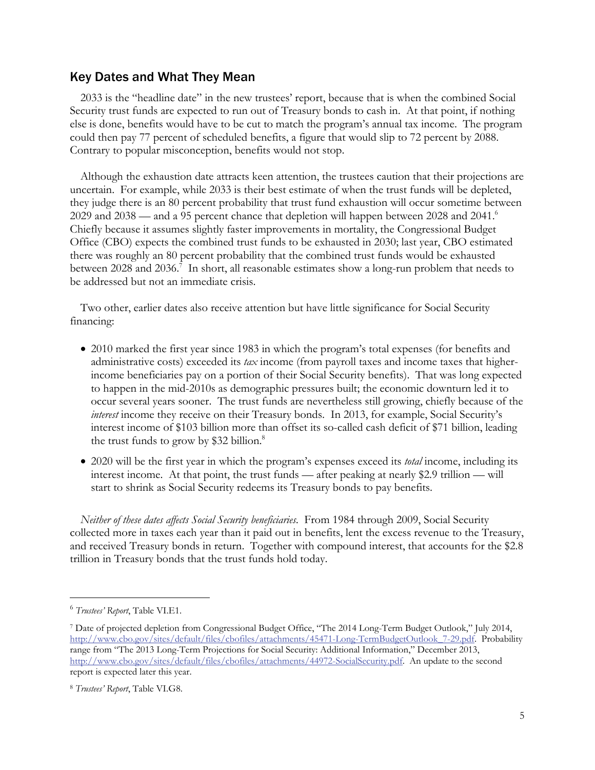## Key Dates and What They Mean

2033 is the "headline date" in the new trustees' report, because that is when the combined Social Security trust funds are expected to run out of Treasury bonds to cash in. At that point, if nothing else is done, benefits would have to be cut to match the program's annual tax income. The program could then pay 77 percent of scheduled benefits, a figure that would slip to 72 percent by 2088. Contrary to popular misconception, benefits would not stop.

Although the exhaustion date attracts keen attention, the trustees caution that their projections are uncertain. For example, while 2033 is their best estimate of when the trust funds will be depleted, they judge there is an 80 percent probability that trust fund exhaustion will occur sometime between 2029 and 2038 — and a 95 percent chance that depletion will happen between 2028 and 2041.[6] Chiefly because it assumes slightly faster improvements in mortality, the Congressional Budget Office (CBO) expects the combined trust funds to be exhausted in 2030; last year, CBO estimated there was roughly an 80 percent probability that the combined trust funds would be exhausted between 2028 and 2036.[7] In short, all reasonable estimates show a long-run problem that needs to be addressed but not an immediate crisis.

Two other, earlier dates also receive attention but have little significance for Social Security financing:

- 2010 marked the first year since 1983 in which the program's total expenses (for benefits and administrative costs) exceeded its *tax* income (from payroll taxes and income taxes that higher-income beneficiaries pay on a portion of their Social Security benefits). That was long expected to happen in the mid-2010s as demographic pressures built; the economic downturn led it to occur several years sooner. The trust funds are nevertheless still growing, chiefly because of the *interest* income they receive on their Treasury bonds. In 2013, for example, Social Security's interest income of $103 billion more than offset its so-called cash deficit of $71 billion, leading the trust funds to grow by $32 billion.[8]
- 2020 will be the first year in which the program's expenses exceed its *total* income, including its interest income. At that point, the trust funds — after peaking at nearly $2.9 trillion — will start to shrink as Social Security redeems its Treasury bonds to pay benefits.

*Neither of these dates affects Social Security beneficiaries.* From 1984 through 2009, Social Security collected more in taxes each year than it paid out in benefits, lent the excess revenue to the Treasury, and received Treasury bonds in return. Together with compound interest, that accounts for the $2.8 trillion in Treasury bonds that the trust funds hold today.

---

[6] *Trustees' Report*, Table VI.E1.

[7] Date of projected depletion from Congressional Budget Office, "The 2014 Long-Term Budget Outlook," July 2014, http://www.cbo.gov/sites/default/files/cbofiles/attachments/45471-Long-TermBudgetOutlook_7-29.pdf. Probability range from "The 2013 Long-Term Projections for Social Security: Additional Information," December 2013, http://www.cbo.gov/sites/default/files/cbofiles/attachments/44972-SocialSecurity.pdf. An update to the second report is expected later this year.

[8] *Trustees' Report*, Table VI.G8.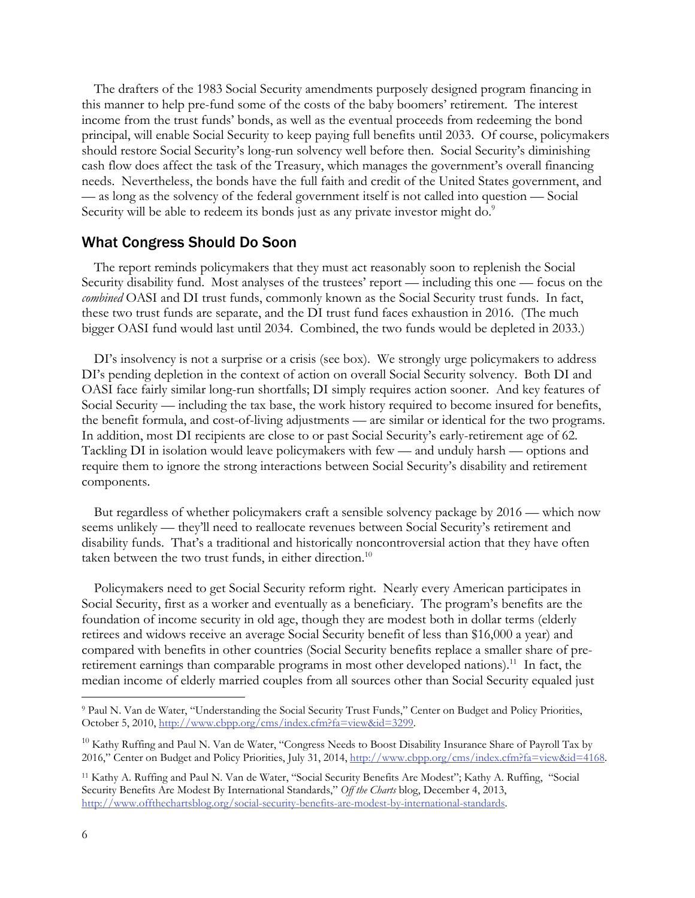The drafters of the 1983 Social Security amendments purposely designed program financing in this manner to help pre-fund some of the costs of the baby boomers' retirement. The interest income from the trust funds' bonds, as well as the eventual proceeds from redeeming the bond principal, will enable Social Security to keep paying full benefits until 2033. Of course, policymakers should restore Social Security's long-run solvency well before then. Social Security's diminishing cash flow does affect the task of the Treasury, which manages the government's overall financing needs. Nevertheless, the bonds have the full faith and credit of the United States government, and — as long as the solvency of the federal government itself is not called into question — Social Security will be able to redeem its bonds just as any private investor might do.[9]

## What Congress Should Do Soon

The report reminds policymakers that they must act reasonably soon to replenish the Social Security disability fund. Most analyses of the trustees' report — including this one — focus on the *combined* OASI and DI trust funds, commonly known as the Social Security trust funds. In fact, these two trust funds are separate, and the DI trust fund faces exhaustion in 2016. (The much bigger OASI fund would last until 2034. Combined, the two funds would be depleted in 2033.)

DI's insolvency is not a surprise or a crisis (see box). We strongly urge policymakers to address DI's pending depletion in the context of action on overall Social Security solvency. Both DI and OASI face fairly similar long-run shortfalls; DI simply requires action sooner. And key features of Social Security — including the tax base, the work history required to become insured for benefits, the benefit formula, and cost-of-living adjustments — are similar or identical for the two programs. In addition, most DI recipients are close to or past Social Security's early-retirement age of 62. Tackling DI in isolation would leave policymakers with few — and unduly harsh — options and require them to ignore the strong interactions between Social Security's disability and retirement components.

But regardless of whether policymakers craft a sensible solvency package by 2016 — which now seems unlikely — they'll need to reallocate revenues between Social Security's retirement and disability funds. That's a traditional and historically noncontroversial action that they have often taken between the two trust funds, in either direction.[10]

Policymakers need to get Social Security reform right. Nearly every American participates in Social Security, first as a worker and eventually as a beneficiary. The program's benefits are the foundation of income security in old age, though they are modest both in dollar terms (elderly retirees and widows receive an average Social Security benefit of less than $16,000 a year) and compared with benefits in other countries (Social Security benefits replace a smaller share of pre-retirement earnings than comparable programs in most other developed nations).[11] In fact, the median income of elderly married couples from all sources other than Social Security equaled just

---

[9] Paul N. Van de Water, "Understanding the Social Security Trust Funds," Center on Budget and Policy Priorities, October 5, 2010, http://www.cbpp.org/cms/index.cfm?fa=view&id=3299.

[10] Kathy Ruffing and Paul N. Van de Water, "Congress Needs to Boost Disability Insurance Share of Payroll Tax by 2016," Center on Budget and Policy Priorities, July 31, 2014, http://www.cbpp.org/cms/index.cfm?fa=view&id=4168.

[11] Kathy A. Ruffing and Paul N. Van de Water, "Social Security Benefits Are Modest"; Kathy A. Ruffing, "Social Security Benefits Are Modest By International Standards," *Off the Charts* blog, December 4, 2013, http://www.offthechartsblog.org/social-security-benefits-are-modest-by-international-standards.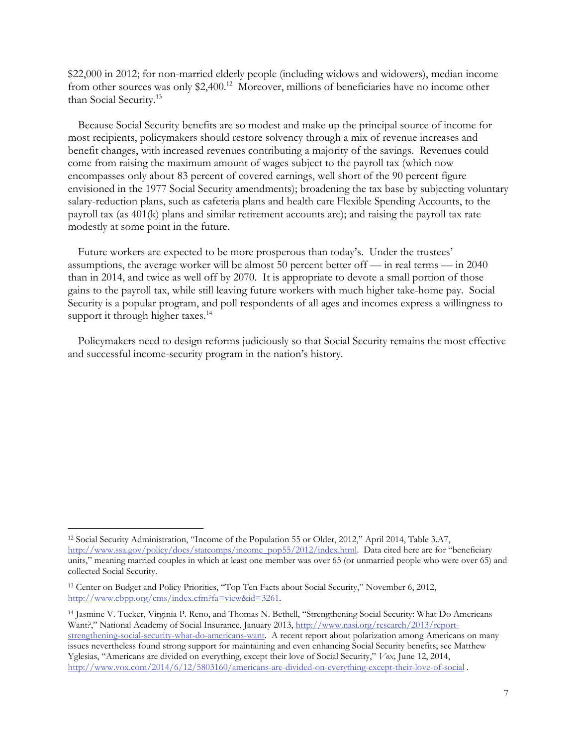$22,000 in 2012; for non-married elderly people (including widows and widowers), median income from other sources was only $2,400.[12] Moreover, millions of beneficiaries have no income other than Social Security.[13]

Because Social Security benefits are so modest and make up the principal source of income for most recipients, policymakers should restore solvency through a mix of revenue increases and benefit changes, with increased revenues contributing a majority of the savings. Revenues could come from raising the maximum amount of wages subject to the payroll tax (which now encompasses only about 83 percent of covered earnings, well short of the 90 percent figure envisioned in the 1977 Social Security amendments); broadening the tax base by subjecting voluntary salary-reduction plans, such as cafeteria plans and health care Flexible Spending Accounts, to the payroll tax (as 401(k) plans and similar retirement accounts are); and raising the payroll tax rate modestly at some point in the future.

Future workers are expected to be more prosperous than today's. Under the trustees' assumptions, the average worker will be almost 50 percent better off — in real terms — in 2040 than in 2014, and twice as well off by 2070. It is appropriate to devote a small portion of those gains to the payroll tax, while still leaving future workers with much higher take-home pay. Social Security is a popular program, and poll respondents of all ages and incomes express a willingness to support it through higher taxes.[14]

Policymakers need to design reforms judiciously so that Social Security remains the most effective and successful income-security program in the nation's history.

---

[12] Social Security Administration, "Income of the Population 55 or Older, 2012," April 2014, Table 3.A7, http://www.ssa.gov/policy/docs/statcomps/income_pop55/2012/index.html. Data cited here are for "beneficiary units," meaning married couples in which at least one member was over 65 (or unmarried people who were over 65) and collected Social Security.

[13] Center on Budget and Policy Priorities, "Top Ten Facts about Social Security," November 6, 2012, http://www.cbpp.org/cms/index.cfm?fa=view&id=3261.

[14] Jasmine V. Tucker, Virginia P. Reno, and Thomas N. Bethell, "Strengthening Social Security: What Do Americans Want?," National Academy of Social Insurance, January 2013, http://www.nasi.org/research/2013/report-strengthening-social-security-what-do-americans-want. A recent report about polarization among Americans on many issues nevertheless found strong support for maintaining and even enhancing Social Security benefits; see Matthew Yglesias, "Americans are divided on everything, except their love of Social Security," *Vox,* June 12, 2014, http://www.vox.com/2014/6/12/5803160/americans-are-divided-on-everything-except-their-love-of-social .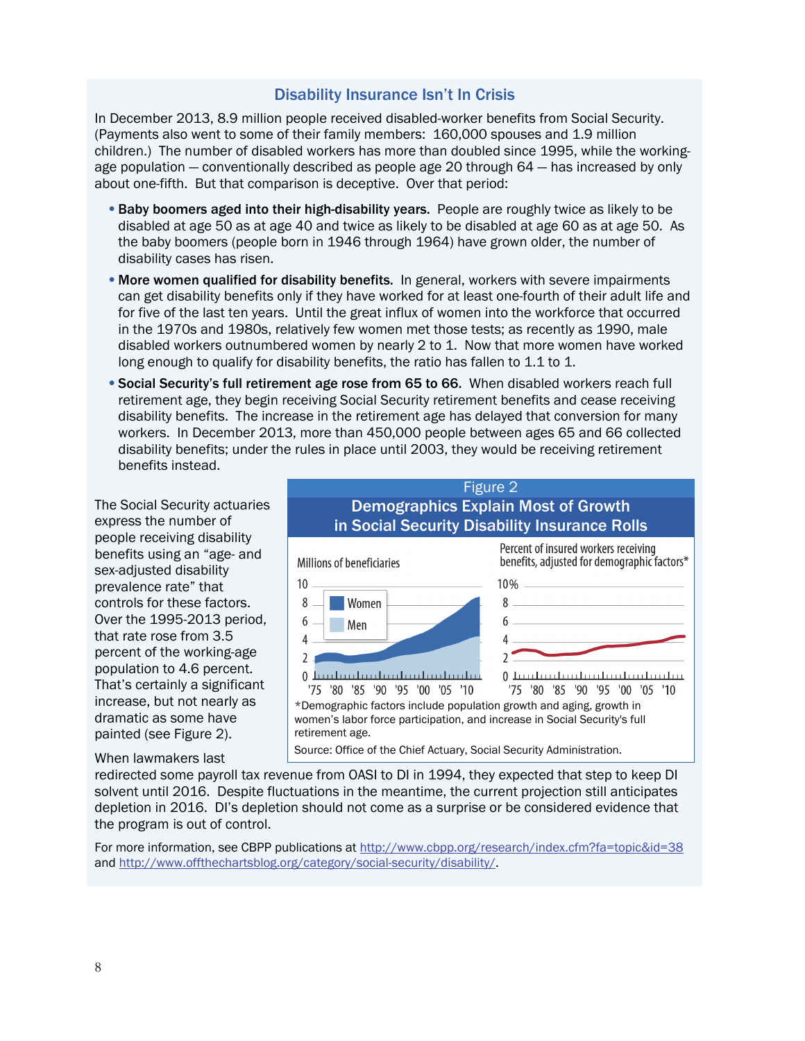## Disability Insurance Isn't In Crisis

In December 2013, 8.9 million people received disabled-worker benefits from Social Security. (Payments also went to some of their family members: 160,000 spouses and 1.9 million children.) The number of disabled workers has more than doubled since 1995, while the working-age population — conventionally described as people age 20 through 64 — has increased by only about one-fifth. But that comparison is deceptive. Over that period:

- **Baby boomers aged into their high-disability years.** People are roughly twice as likely to be disabled at age 50 as at age 40 and twice as likely to be disabled at age 60 as at age 50. As the baby boomers (people born in 1946 through 1964) have grown older, the number of disability cases has risen.
- **More women qualified for disability benefits.** In general, workers with severe impairments can get disability benefits only if they have worked for at least one-fourth of their adult life and for five of the last ten years. Until the great influx of women into the workforce that occurred in the 1970s and 1980s, relatively few women met those tests; as recently as 1990, male disabled workers outnumbered women by nearly 2 to 1. Now that more women have worked long enough to qualify for disability benefits, the ratio has fallen to 1.1 to 1.
- **Social Security's full retirement age rose from 65 to 66.** When disabled workers reach full retirement age, they begin receiving Social Security retirement benefits and cease receiving disability benefits. The increase in the retirement age has delayed that conversion for many workers. In December 2013, more than 450,000 people between ages 65 and 66 collected disability benefits; under the rules in place until 2003, they would be receiving retirement benefits instead.

The Social Security actuaries express the number of people receiving disability benefits using an "age- and sex-adjusted disability prevalence rate" that controls for these factors. Over the 1995-2013 period, that rate rose from 3.5 percent of the working-age population to 4.6 percent. That's certainly a significant increase, but not nearly as dramatic as some have painted (see Figure 2).

Figure 2

**Demographics Explain Most of Growth in Social Security Disability Insurance Rolls**

Millions of beneficiaries

10
8
6
4
2
0

Women
Men

'75 '80 '85 '90 '95 '00 '05 '10

Percent of insured workers receiving benefits, adjusted for demographic factors*

10%
8
6
4
2
0

'75 '80 '85 '90 '95 '00 '05 '10

*Demographic factors include population growth and aging, growth in women's labor force participation, and increase in Social Security's full retirement age.

Source: Office of the Chief Actuary, Social Security Administration.

When lawmakers last redirected some payroll tax revenue from OASI to DI in 1994, they expected that step to keep DI solvent until 2016. Despite fluctuations in the meantime, the current projection still anticipates depletion in 2016. DI's depletion should not come as a surprise or be considered evidence that the program is out of control.

For more information, see CBPP publications at http://www.cbpp.org/research/index.cfm?fa=topic&id=38 and http://www.offthechartsblog.org/category/social-security/disability/.